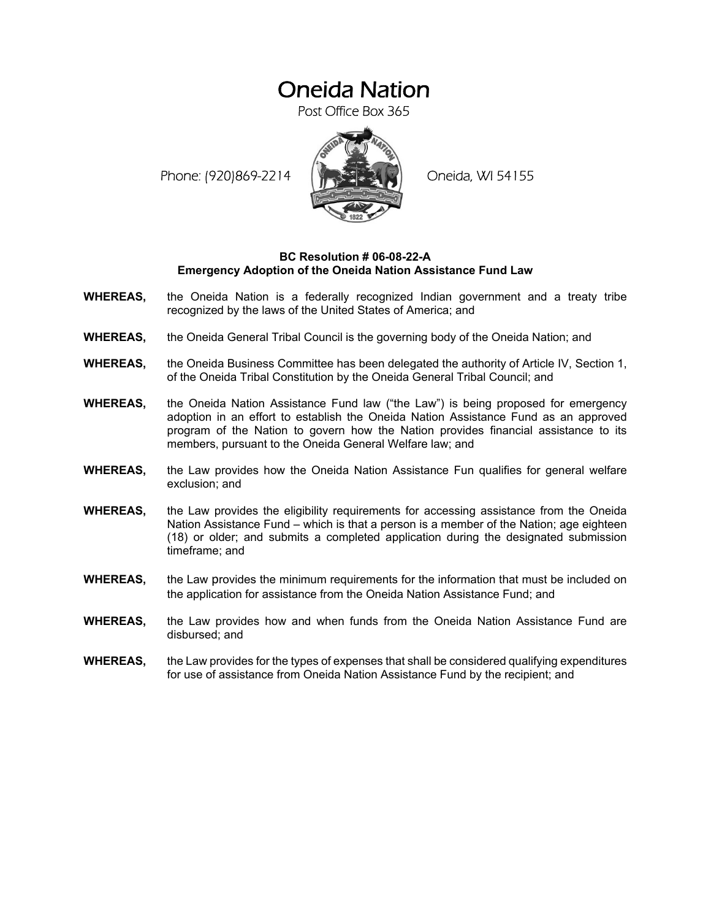# Oneida Nation

Post Office Box 365

Phone: (920)869-2214 Oneida, WI 54155

**BC Resolution # 06-08-22-A**
**Emergency Adoption of the Oneida Nation Assistance Fund Law**

**WHEREAS,** the Oneida Nation is a federally recognized Indian government and a treaty tribe recognized by the laws of the United States of America; and

**WHEREAS,** the Oneida General Tribal Council is the governing body of the Oneida Nation; and

**WHEREAS,** the Oneida Business Committee has been delegated the authority of Article IV, Section 1, of the Oneida Tribal Constitution by the Oneida General Tribal Council; and

**WHEREAS,** the Oneida Nation Assistance Fund law ("the Law") is being proposed for emergency adoption in an effort to establish the Oneida Nation Assistance Fund as an approved program of the Nation to govern how the Nation provides financial assistance to its members, pursuant to the Oneida General Welfare law; and

**WHEREAS,** the Law provides how the Oneida Nation Assistance Fun qualifies for general welfare exclusion; and

**WHEREAS,** the Law provides the eligibility requirements for accessing assistance from the Oneida Nation Assistance Fund – which is that a person is a member of the Nation; age eighteen (18) or older; and submits a completed application during the designated submission timeframe; and

**WHEREAS,** the Law provides the minimum requirements for the information that must be included on the application for assistance from the Oneida Nation Assistance Fund; and

**WHEREAS,** the Law provides how and when funds from the Oneida Nation Assistance Fund are disbursed; and

**WHEREAS,** the Law provides for the types of expenses that shall be considered qualifying expenditures for use of assistance from Oneida Nation Assistance Fund by the recipient; and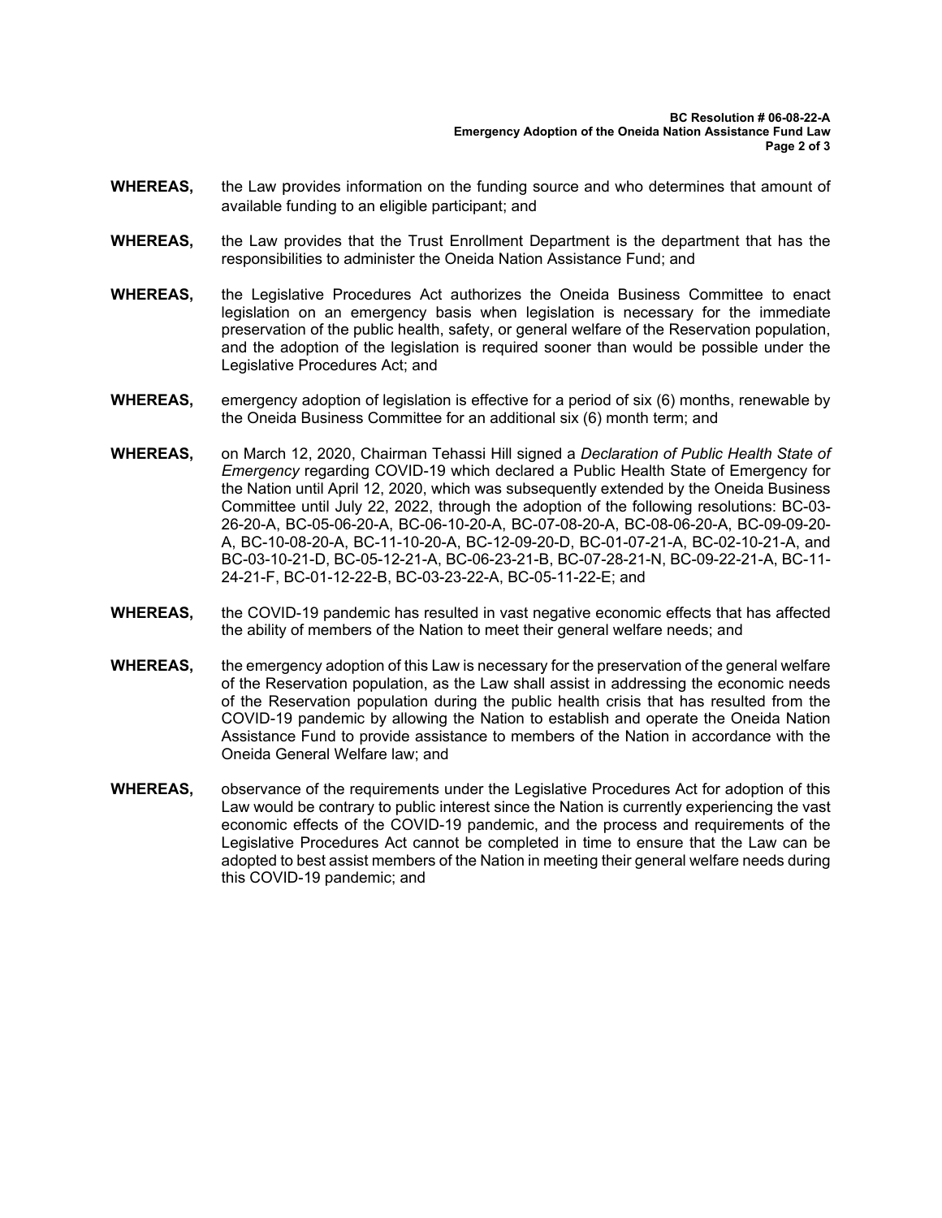**WHEREAS,** the Law provides information on the funding source and who determines that amount of available funding to an eligible participant; and

**WHEREAS,** the Law provides that the Trust Enrollment Department is the department that has the responsibilities to administer the Oneida Nation Assistance Fund; and

**WHEREAS,** the Legislative Procedures Act authorizes the Oneida Business Committee to enact legislation on an emergency basis when legislation is necessary for the immediate preservation of the public health, safety, or general welfare of the Reservation population, and the adoption of the legislation is required sooner than would be possible under the Legislative Procedures Act; and

**WHEREAS,** emergency adoption of legislation is effective for a period of six (6) months, renewable by the Oneida Business Committee for an additional six (6) month term; and

**WHEREAS,** on March 12, 2020, Chairman Tehassi Hill signed a *Declaration of Public Health State of Emergency* regarding COVID-19 which declared a Public Health State of Emergency for the Nation until April 12, 2020, which was subsequently extended by the Oneida Business Committee until July 22, 2022, through the adoption of the following resolutions: BC-03-26-20-A, BC-05-06-20-A, BC-06-10-20-A, BC-07-08-20-A, BC-08-06-20-A, BC-09-09-20-A, BC-10-08-20-A, BC-11-10-20-A, BC-12-09-20-D, BC-01-07-21-A, BC-02-10-21-A, and BC-03-10-21-D, BC-05-12-21-A, BC-06-23-21-B, BC-07-28-21-N, BC-09-22-21-A, BC-11-24-21-F, BC-01-12-22-B, BC-03-23-22-A, BC-05-11-22-E; and

**WHEREAS,** the COVID-19 pandemic has resulted in vast negative economic effects that has affected the ability of members of the Nation to meet their general welfare needs; and

**WHEREAS,** the emergency adoption of this Law is necessary for the preservation of the general welfare of the Reservation population, as the Law shall assist in addressing the economic needs of the Reservation population during the public health crisis that has resulted from the COVID-19 pandemic by allowing the Nation to establish and operate the Oneida Nation Assistance Fund to provide assistance to members of the Nation in accordance with the Oneida General Welfare law; and

**WHEREAS,** observance of the requirements under the Legislative Procedures Act for adoption of this Law would be contrary to public interest since the Nation is currently experiencing the vast economic effects of the COVID-19 pandemic, and the process and requirements of the Legislative Procedures Act cannot be completed in time to ensure that the Law can be adopted to best assist members of the Nation in meeting their general welfare needs during this COVID-19 pandemic; and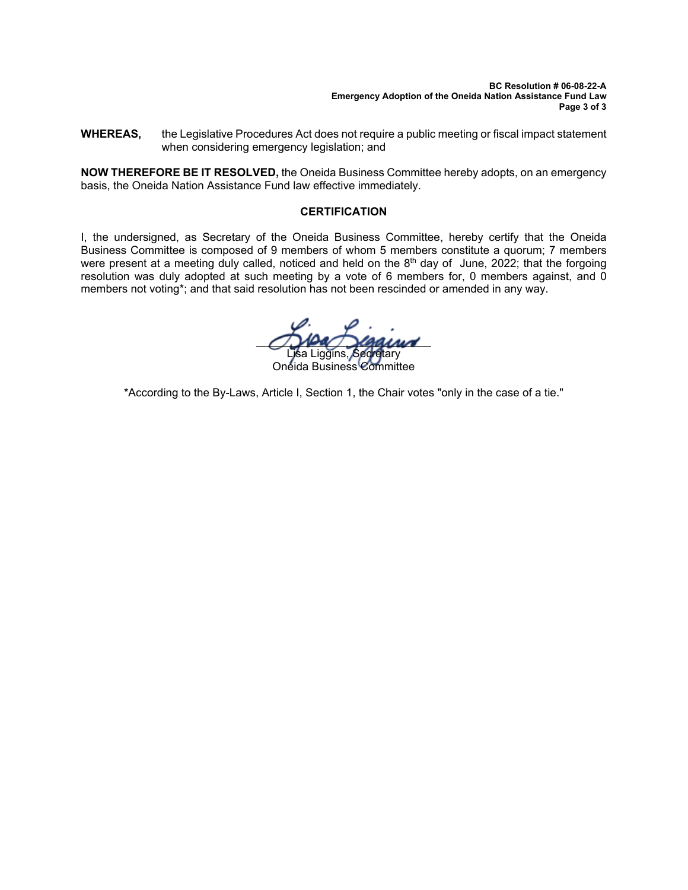**WHEREAS,** the Legislative Procedures Act does not require a public meeting or fiscal impact statement when considering emergency legislation; and

**NOW THEREFORE BE IT RESOLVED,** the Oneida Business Committee hereby adopts, on an emergency basis, the Oneida Nation Assistance Fund law effective immediately.

**CERTIFICATION**

I, the undersigned, as Secretary of the Oneida Business Committee, hereby certify that the Oneida Business Committee is composed of 9 members of whom 5 members constitute a quorum; 7 members were present at a meeting duly called, noticed and held on the 8th day of June, 2022; that the forgoing resolution was duly adopted at such meeting by a vote of 6 members for, 0 members against, and 0 members not voting*; and that said resolution has not been rescinded or amended in any way.

Lisa Liggins, Secretary
Oneida Business Committee

*According to the By-Laws, Article I, Section 1, the Chair votes "only in the case of a tie."